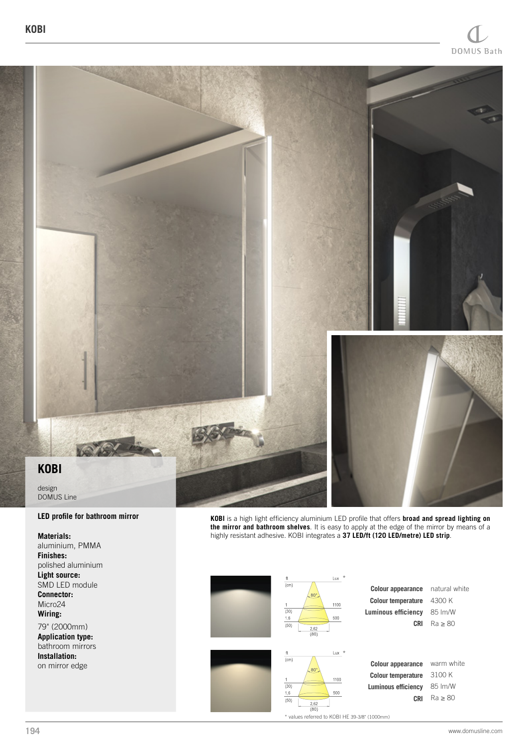## KOBI

design
DOMUS Line

**LED profile for bathroom mirror**

**Materials:**
aluminium, PMMA
**Finishes:**
polished aluminium
**Light source:**
SMD LED module
**Connector:**
Micro24
**Wiring:**
79" (2000mm)
**Application type:**
bathroom mirrors
**Installation:**
on mirror edge

**KOBI** is a high light efficiency aluminium LED profile that offers **broad and spread lighting on the mirror and bathroom shelves**. It is easy to apply at the edge of the mirror by means of a highly resistant adhesive. KOBI integrates a **37 LED/ft (120 LED/metre) LED strip**.

| ft (cm) | Lux * |
|---|---|
| 1 (30) | 1100 |
| 1,6 (50) | 500 |

80°, 2,62 (80)

| | |
|---|---|
| **Colour appearance** | natural white |
| **Colour temperature** | 4300 K |
| **Luminous efficiency** | 85 lm/W |
| **CRI** | Ra ≥ 80 |

| ft (cm) | Lux * |
|---|---|
| 1 (30) | 1100 |
| 1,6 (50) | 500 |

80°, 2,62 (80)

| | |
|---|---|
| **Colour appearance** | warm white |
| **Colour temperature** | 3100 K |
| **Luminous efficiency** | 85 lm/W |
| **CRI** | Ra ≥ 80 |

* values referred to KOBI HE 39-3/8" (1000mm)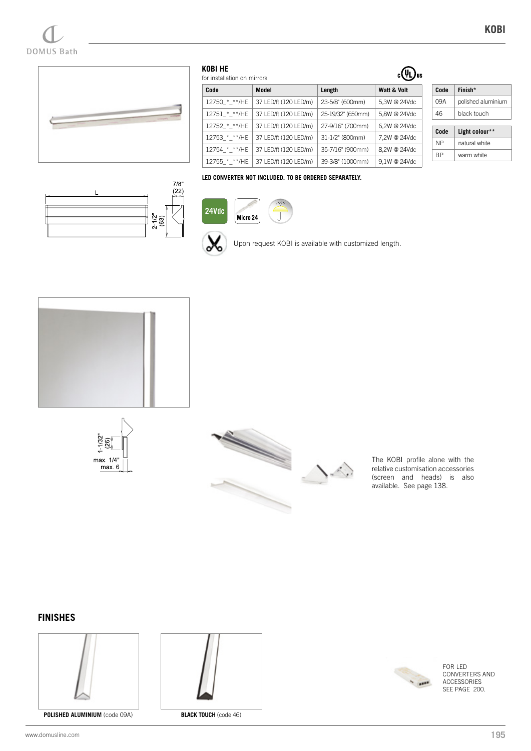## KOBI HE

for installation on mirrors

| Code | Model | Length | Watt & Volt |
|---|---|---|---|
| 12750_*_**/HE | 37 LED/ft (120 LED/m) | 23-5/8" (600mm) | 5,3W @ 24Vdc |
| 12751_*_**/HE | 37 LED/ft (120 LED/m) | 25-19/32" (650mm) | 5,8W @ 24Vdc |
| 12752_*_**/HE | 37 LED/ft (120 LED/m) | 27-9/16" (700mm) | 6,2W @ 24Vdc |
| 12753_*_**/HE | 37 LED/ft (120 LED/m) | 31-1/2" (800mm) | 7,2W @ 24Vdc |
| 12754_*_**/HE | 37 LED/ft (120 LED/m) | 35-7/16" (900mm) | 8,2W @ 24Vdc |
| 12755_*_**/HE | 37 LED/ft (120 LED/m) | 39-3/8" (1000mm) | 9,1W @ 24Vdc |

| Code | Finish* |
|---|---|
| 09A | polished aluminium |
| 46 | black touch |

| Code | Light colour** |
|---|---|
| NP | natural white |
| BP | warm white |

**LED CONVERTER NOT INCLUDED. TO BE ORDERED SEPARATELY.**

24Vdc

Micro 24

Upon request KOBI is available with customized length.

L

7/8" (22)

2-1/2" (63)

1-1/32" (26)

max. 1/4"
max. 6

The KOBI profile alone with the relative customisation accessories (screen and heads) is also available. See page 138.

## FINISHES

**POLISHED ALUMINIUM** (code 09A)

**BLACK TOUCH** (code 46)

FOR LED CONVERTERS AND ACCESSORIES SEE PAGE 200.